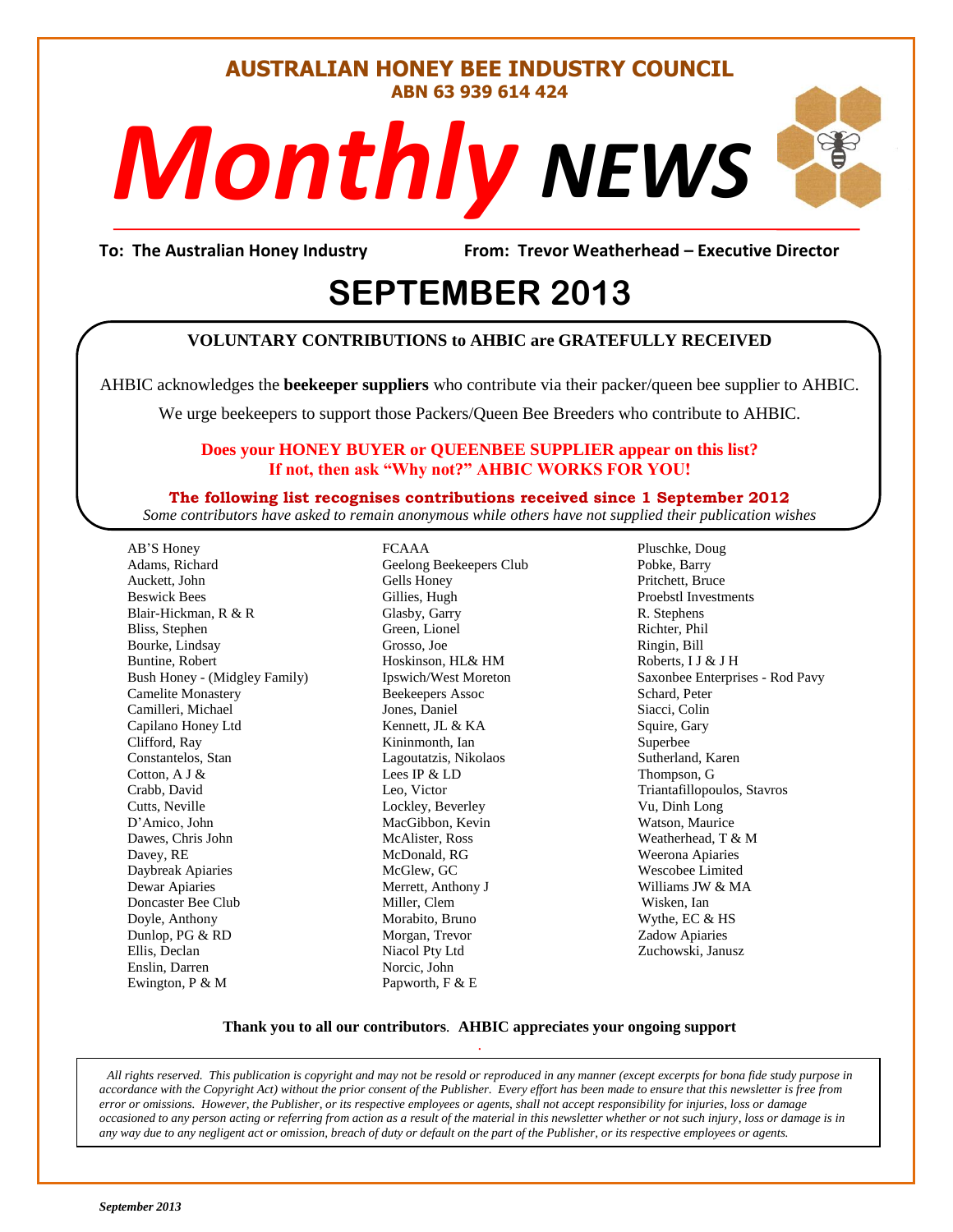# AUSTRALIAN HONEY BEE INDUSTRY COUNCIL

**ABN 63 939 614 424**

# *Monthly* NEWS

**To: The Australian Honey Industry** **From: Trevor Weatherhead – Executive Director**

## SEPTEMBER 2013

**VOLUNTARY CONTRIBUTIONS to AHBIC are GRATEFULLY RECEIVED**

AHBIC acknowledges the **beekeeper suppliers** who contribute via their packer/queen bee supplier to AHBIC.

We urge beekeepers to support those Packers/Queen Bee Breeders who contribute to AHBIC.

**Does your HONEY BUYER or QUEENBEE SUPPLIER appear on this list?**
**If not, then ask "Why not?" AHBIC WORKS FOR YOU!**

**The following list recognises contributions received since 1 September 2012**

*Some contributors have asked to remain anonymous while others have not supplied their publication wishes*

AB'S Honey
Adams, Richard
Auckett, John
Beswick Bees
Blair-Hickman, R & R
Bliss, Stephen
Bourke, Lindsay
Buntine, Robert
Bush Honey - (Midgley Family)
Camelite Monastery
Camilleri, Michael
Capilano Honey Ltd
Clifford, Ray
Constantelos, Stan
Cotton, A J &
Crabb, David
Cutts, Neville
D'Amico, John
Dawes, Chris John
Davey, RE
Daybreak Apiaries
Dewar Apiaries
Doncaster Bee Club
Doyle, Anthony
Dunlop, PG & RD
Ellis, Declan
Enslin, Darren
Ewington, P & M
FCAAA
Geelong Beekeepers Club
Gells Honey
Gillies, Hugh
Glasby, Garry
Green, Lionel
Grosso, Joe
Hoskinson, HL& HM
Ipswich/West Moreton Beekeepers Assoc
Jones, Daniel
Kennett, JL & KA
Kininmonth, Ian
Lagoutatzis, Nikolaos
Lees IP & LD
Leo, Victor
Lockley, Beverley
MacGibbon, Kevin
McAlister, Ross
McDonald, RG
McGlew, GC
Merrett, Anthony J
Miller, Clem
Morabito, Bruno
Morgan, Trevor
Niacol Pty Ltd
Norcic, John
Papworth, F & E
Pluschke, Doug
Pobke, Barry
Pritchett, Bruce
Proebstl Investments
R. Stephens
Richter, Phil
Ringin, Bill
Roberts, I J & J H
Saxonbee Enterprises - Rod Pavy
Schard, Peter
Siacci, Colin
Squire, Gary
Superbee
Sutherland, Karen
Thompson, G
Triantafillopoulos, Stavros
Vu, Dinh Long
Watson, Maurice
Weatherhead, T & M
Weerona Apiaries
Wescobee Limited
Williams JW & MA
Wisken, Ian
Wythe, EC & HS
Zadow Apiaries
Zuchowski, Janusz

**Thank you to all our contributors. AHBIC appreciates your ongoing support**

*All rights reserved. This publication is copyright and may not be resold or reproduced in any manner (except excerpts for bona fide study purpose in accordance with the Copyright Act) without the prior consent of the Publisher. Every effort has been made to ensure that this newsletter is free from error or omissions. However, the Publisher, or its respective employees or agents, shall not accept responsibility for injuries, loss or damage occasioned to any person acting or referring from action as a result of the material in this newsletter whether or not such injury, loss or damage is in any way due to any negligent act or omission, breach of duty or default on the part of the Publisher, or its respective employees or agents.*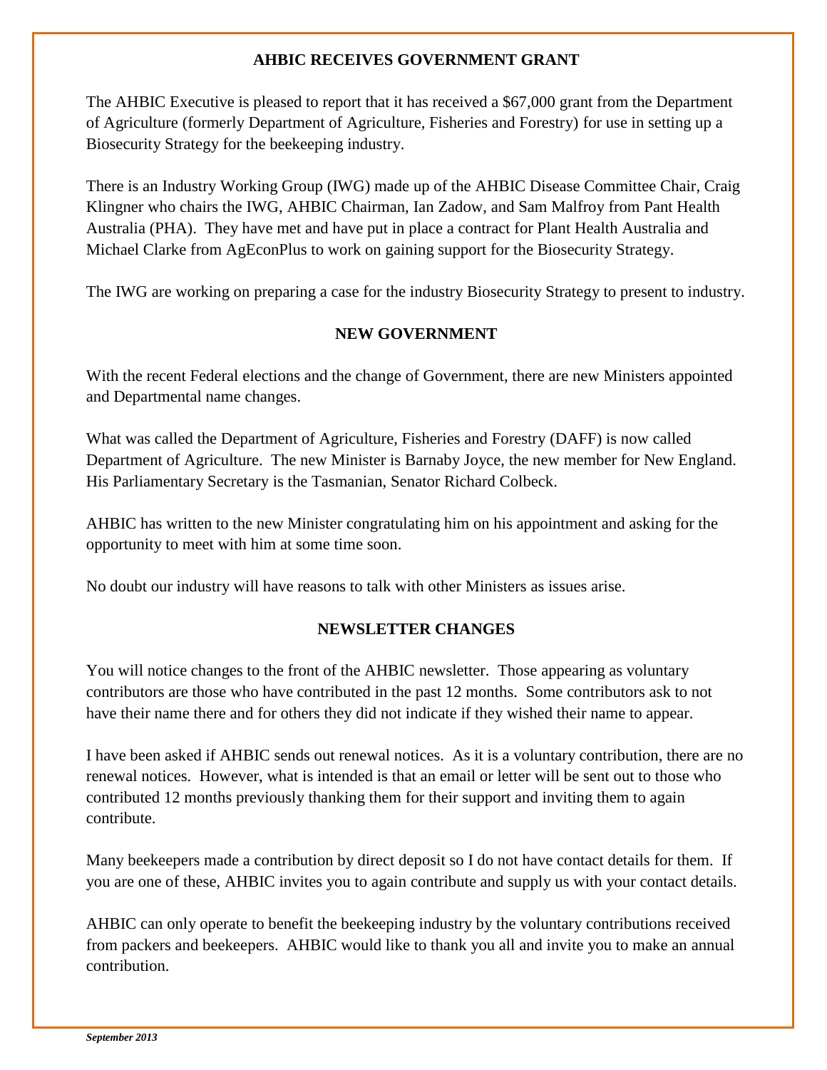## AHBIC RECEIVES GOVERNMENT GRANT

The AHBIC Executive is pleased to report that it has received a $67,000 grant from the Department of Agriculture (formerly Department of Agriculture, Fisheries and Forestry) for use in setting up a Biosecurity Strategy for the beekeeping industry.

There is an Industry Working Group (IWG) made up of the AHBIC Disease Committee Chair, Craig Klingner who chairs the IWG, AHBIC Chairman, Ian Zadow, and Sam Malfroy from Pant Health Australia (PHA). They have met and have put in place a contract for Plant Health Australia and Michael Clarke from AgEconPlus to work on gaining support for the Biosecurity Strategy.

The IWG are working on preparing a case for the industry Biosecurity Strategy to present to industry.

## NEW GOVERNMENT

With the recent Federal elections and the change of Government, there are new Ministers appointed and Departmental name changes.

What was called the Department of Agriculture, Fisheries and Forestry (DAFF) is now called Department of Agriculture. The new Minister is Barnaby Joyce, the new member for New England. His Parliamentary Secretary is the Tasmanian, Senator Richard Colbeck.

AHBIC has written to the new Minister congratulating him on his appointment and asking for the opportunity to meet with him at some time soon.

No doubt our industry will have reasons to talk with other Ministers as issues arise.

## NEWSLETTER CHANGES

You will notice changes to the front of the AHBIC newsletter. Those appearing as voluntary contributors are those who have contributed in the past 12 months. Some contributors ask to not have their name there and for others they did not indicate if they wished their name to appear.

I have been asked if AHBIC sends out renewal notices. As it is a voluntary contribution, there are no renewal notices. However, what is intended is that an email or letter will be sent out to those who contributed 12 months previously thanking them for their support and inviting them to again contribute.

Many beekeepers made a contribution by direct deposit so I do not have contact details for them. If you are one of these, AHBIC invites you to again contribute and supply us with your contact details.

AHBIC can only operate to benefit the beekeeping industry by the voluntary contributions received from packers and beekeepers. AHBIC would like to thank you all and invite you to make an annual contribution.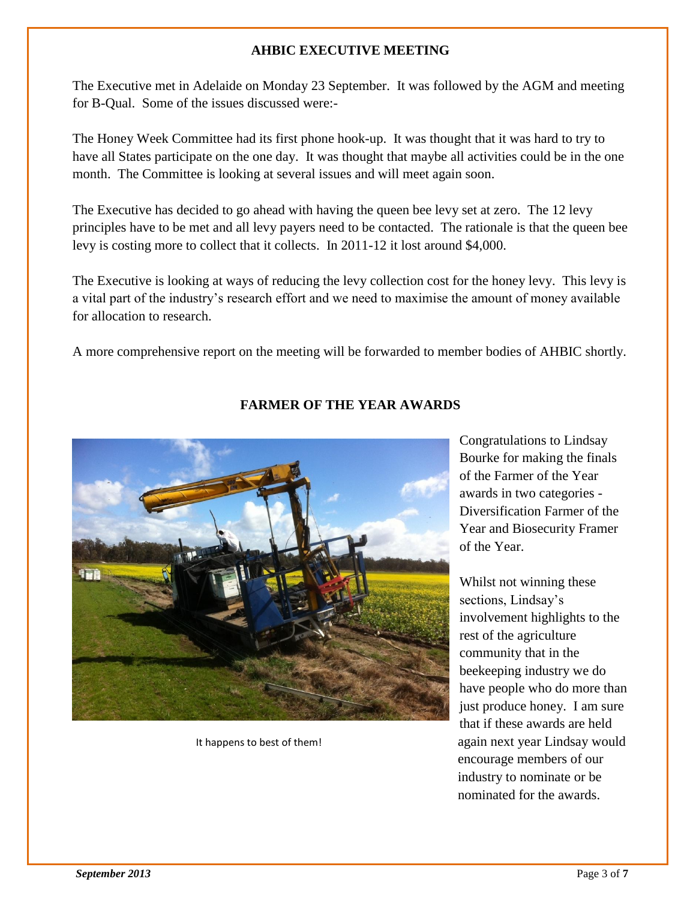## AHBIC EXECUTIVE MEETING

The Executive met in Adelaide on Monday 23 September. It was followed by the AGM and meeting for B-Qual. Some of the issues discussed were:-

The Honey Week Committee had its first phone hook-up. It was thought that it was hard to try to have all States participate on the one day. It was thought that maybe all activities could be in the one month. The Committee is looking at several issues and will meet again soon.

The Executive has decided to go ahead with having the queen bee levy set at zero. The 12 levy principles have to be met and all levy payers need to be contacted. The rationale is that the queen bee levy is costing more to collect that it collects. In 2011-12 it lost around $4,000.

The Executive is looking at ways of reducing the levy collection cost for the honey levy. This levy is a vital part of the industry's research effort and we need to maximise the amount of money available for allocation to research.

A more comprehensive report on the meeting will be forwarded to member bodies of AHBIC shortly.

## FARMER OF THE YEAR AWARDS

It happens to best of them!

Congratulations to Lindsay Bourke for making the finals of the Farmer of the Year awards in two categories - Diversification Farmer of the Year and Biosecurity Framer of the Year.

Whilst not winning these sections, Lindsay's involvement highlights to the rest of the agriculture community that in the beekeeping industry we do have people who do more than just produce honey. I am sure that if these awards are held again next year Lindsay would encourage members of our industry to nominate or be nominated for the awards.

*September 2013*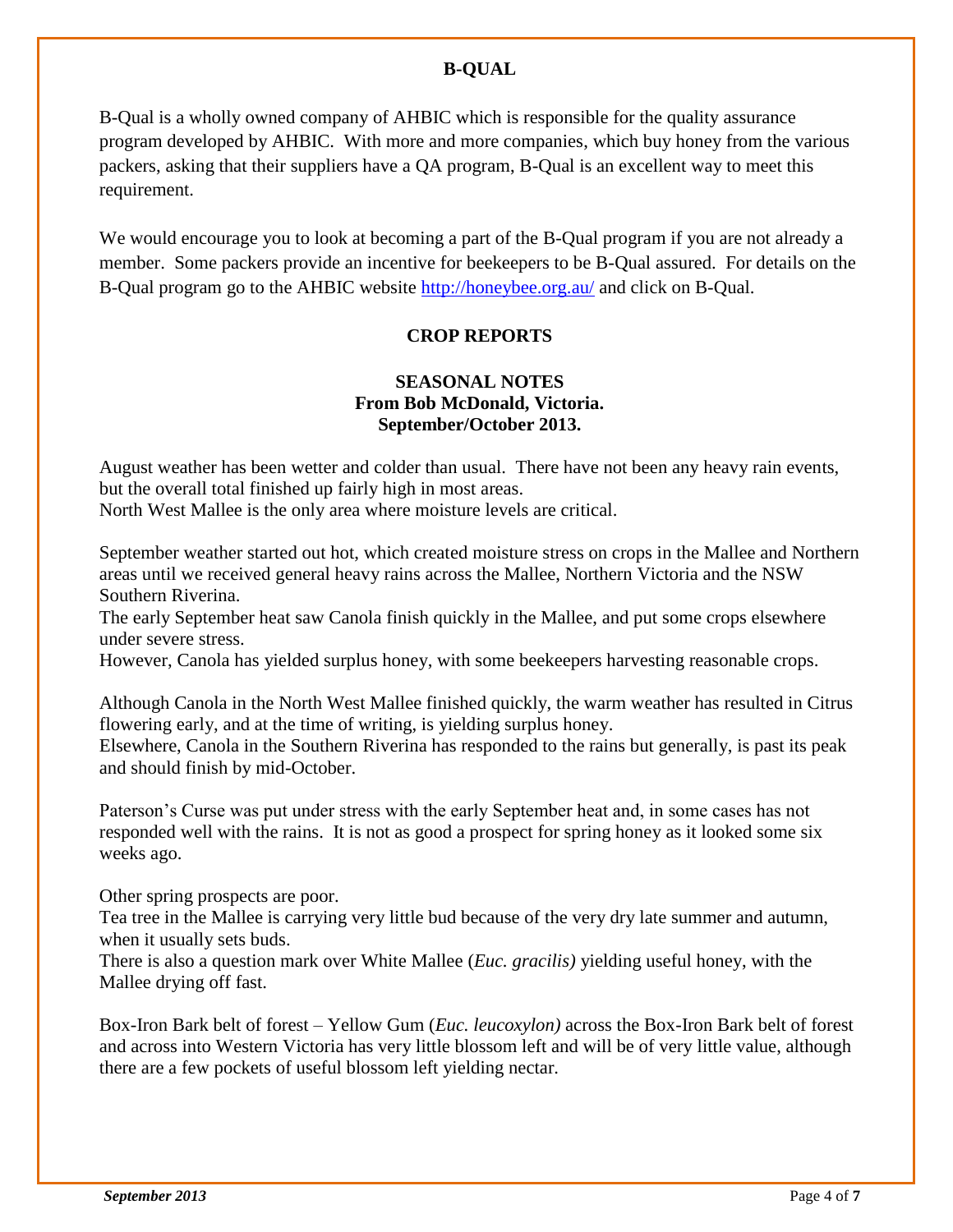## B-QUAL

B-Qual is a wholly owned company of AHBIC which is responsible for the quality assurance program developed by AHBIC. With more and more companies, which buy honey from the various packers, asking that their suppliers have a QA program, B-Qual is an excellent way to meet this requirement.

We would encourage you to look at becoming a part of the B-Qual program if you are not already a member. Some packers provide an incentive for beekeepers to be B-Qual assured. For details on the B-Qual program go to the AHBIC website http://honeybee.org.au/ and click on B-Qual.

## CROP REPORTS

### SEASONAL NOTES
**From Bob McDonald, Victoria.**
**September/October 2013.**

August weather has been wetter and colder than usual. There have not been any heavy rain events, but the overall total finished up fairly high in most areas.
North West Mallee is the only area where moisture levels are critical.

September weather started out hot, which created moisture stress on crops in the Mallee and Northern areas until we received general heavy rains across the Mallee, Northern Victoria and the NSW Southern Riverina.
The early September heat saw Canola finish quickly in the Mallee, and put some crops elsewhere under severe stress.
However, Canola has yielded surplus honey, with some beekeepers harvesting reasonable crops.

Although Canola in the North West Mallee finished quickly, the warm weather has resulted in Citrus flowering early, and at the time of writing, is yielding surplus honey.
Elsewhere, Canola in the Southern Riverina has responded to the rains but generally, is past its peak and should finish by mid-October.

Paterson's Curse was put under stress with the early September heat and, in some cases has not responded well with the rains. It is not as good a prospect for spring honey as it looked some six weeks ago.

Other spring prospects are poor.
Tea tree in the Mallee is carrying very little bud because of the very dry late summer and autumn, when it usually sets buds.
There is also a question mark over White Mallee (*Euc. gracilis)* yielding useful honey, with the Mallee drying off fast.

Box-Iron Bark belt of forest – Yellow Gum (*Euc. leucoxylon)* across the Box-Iron Bark belt of forest and across into Western Victoria has very little blossom left and will be of very little value, although there are a few pockets of useful blossom left yielding nectar.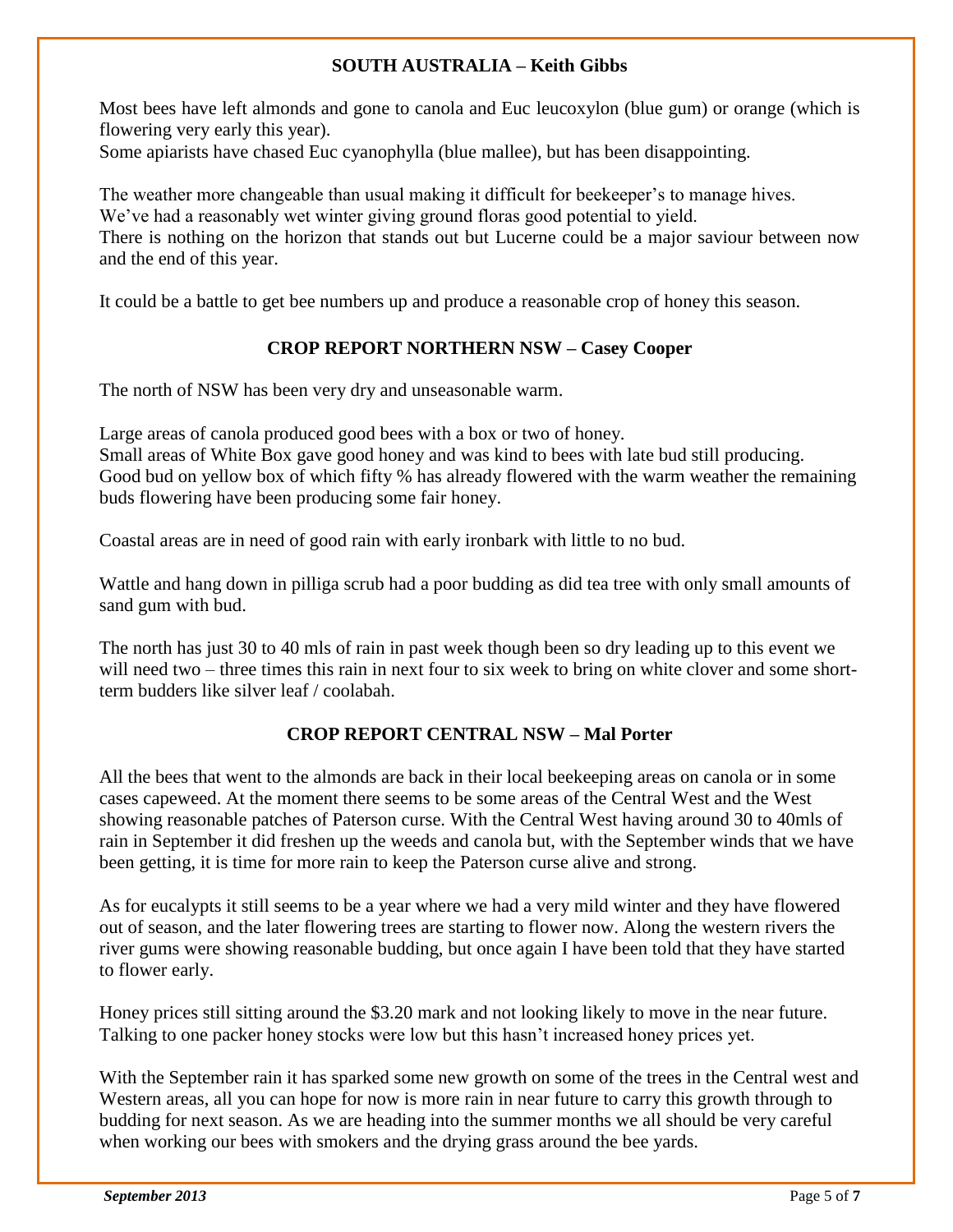## SOUTH AUSTRALIA – Keith Gibbs

Most bees have left almonds and gone to canola and Euc leucoxylon (blue gum) or orange (which is flowering very early this year).
Some apiarists have chased Euc cyanophylla (blue mallee), but has been disappointing.

The weather more changeable than usual making it difficult for beekeeper's to manage hives.
We've had a reasonably wet winter giving ground floras good potential to yield.
There is nothing on the horizon that stands out but Lucerne could be a major saviour between now and the end of this year.

It could be a battle to get bee numbers up and produce a reasonable crop of honey this season.

## CROP REPORT NORTHERN NSW – Casey Cooper

The north of NSW has been very dry and unseasonable warm.

Large areas of canola produced good bees with a box or two of honey.
Small areas of White Box gave good honey and was kind to bees with late bud still producing.
Good bud on yellow box of which fifty % has already flowered with the warm weather the remaining buds flowering have been producing some fair honey.

Coastal areas are in need of good rain with early ironbark with little to no bud.

Wattle and hang down in pilliga scrub had a poor budding as did tea tree with only small amounts of sand gum with bud.

The north has just 30 to 40 mls of rain in past week though been so dry leading up to this event we will need two – three times this rain in next four to six week to bring on white clover and some short-term budders like silver leaf / coolabah.

## CROP REPORT CENTRAL NSW – Mal Porter

All the bees that went to the almonds are back in their local beekeeping areas on canola or in some cases capeweed. At the moment there seems to be some areas of the Central West and the West showing reasonable patches of Paterson curse. With the Central West having around 30 to 40mls of rain in September it did freshen up the weeds and canola but, with the September winds that we have been getting, it is time for more rain to keep the Paterson curse alive and strong.

As for eucalypts it still seems to be a year where we had a very mild winter and they have flowered out of season, and the later flowering trees are starting to flower now. Along the western rivers the river gums were showing reasonable budding, but once again I have been told that they have started to flower early.

Honey prices still sitting around the $3.20 mark and not looking likely to move in the near future. Talking to one packer honey stocks were low but this hasn't increased honey prices yet.

With the September rain it has sparked some new growth on some of the trees in the Central west and Western areas, all you can hope for now is more rain in near future to carry this growth through to budding for next season. As we are heading into the summer months we all should be very careful when working our bees with smokers and the drying grass around the bee yards.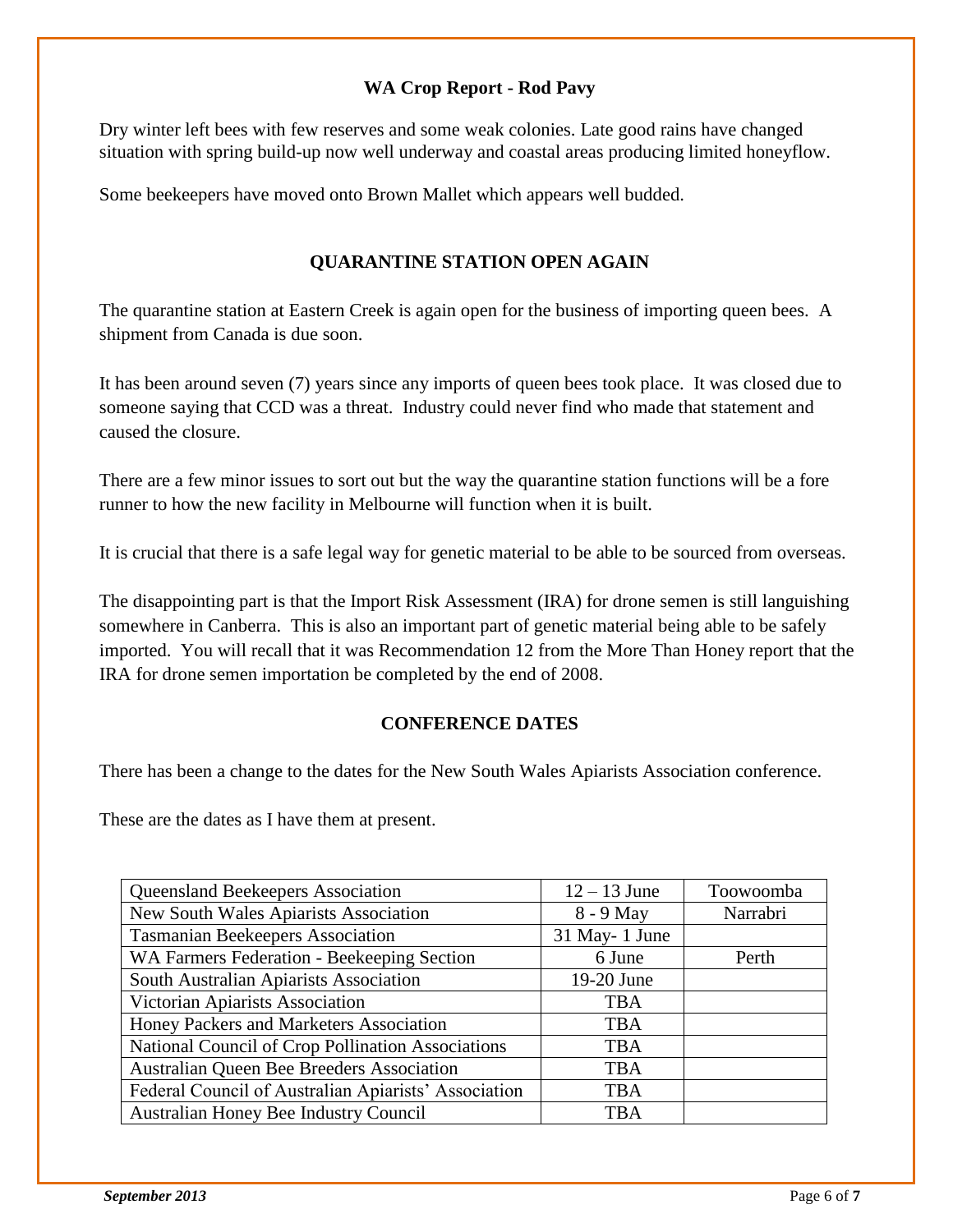## WA Crop Report - Rod Pavy

Dry winter left bees with few reserves and some weak colonies. Late good rains have changed situation with spring build-up now well underway and coastal areas producing limited honeyflow.

Some beekeepers have moved onto Brown Mallet which appears well budded.

## QUARANTINE STATION OPEN AGAIN

The quarantine station at Eastern Creek is again open for the business of importing queen bees. A shipment from Canada is due soon.

It has been around seven (7) years since any imports of queen bees took place. It was closed due to someone saying that CCD was a threat. Industry could never find who made that statement and caused the closure.

There are a few minor issues to sort out but the way the quarantine station functions will be a fore runner to how the new facility in Melbourne will function when it is built.

It is crucial that there is a safe legal way for genetic material to be able to be sourced from overseas.

The disappointing part is that the Import Risk Assessment (IRA) for drone semen is still languishing somewhere in Canberra. This is also an important part of genetic material being able to be safely imported. You will recall that it was Recommendation 12 from the More Than Honey report that the IRA for drone semen importation be completed by the end of 2008.

## CONFERENCE DATES

There has been a change to the dates for the New South Wales Apiarists Association conference.

These are the dates as I have them at present.

| | | |
|---|---|---|
| Queensland Beekeepers Association | 12 – 13 June | Toowoomba |
| New South Wales Apiarists Association | 8 - 9 May | Narrabri |
| Tasmanian Beekeepers Association | 31 May- 1 June | |
| WA Farmers Federation - Beekeeping Section | 6 June | Perth |
| South Australian Apiarists Association | 19-20 June | |
| Victorian Apiarists Association | TBA | |
| Honey Packers and Marketers Association | TBA | |
| National Council of Crop Pollination Associations | TBA | |
| Australian Queen Bee Breeders Association | TBA | |
| Federal Council of Australian Apiarists' Association | TBA | |
| Australian Honey Bee Industry Council | TBA | |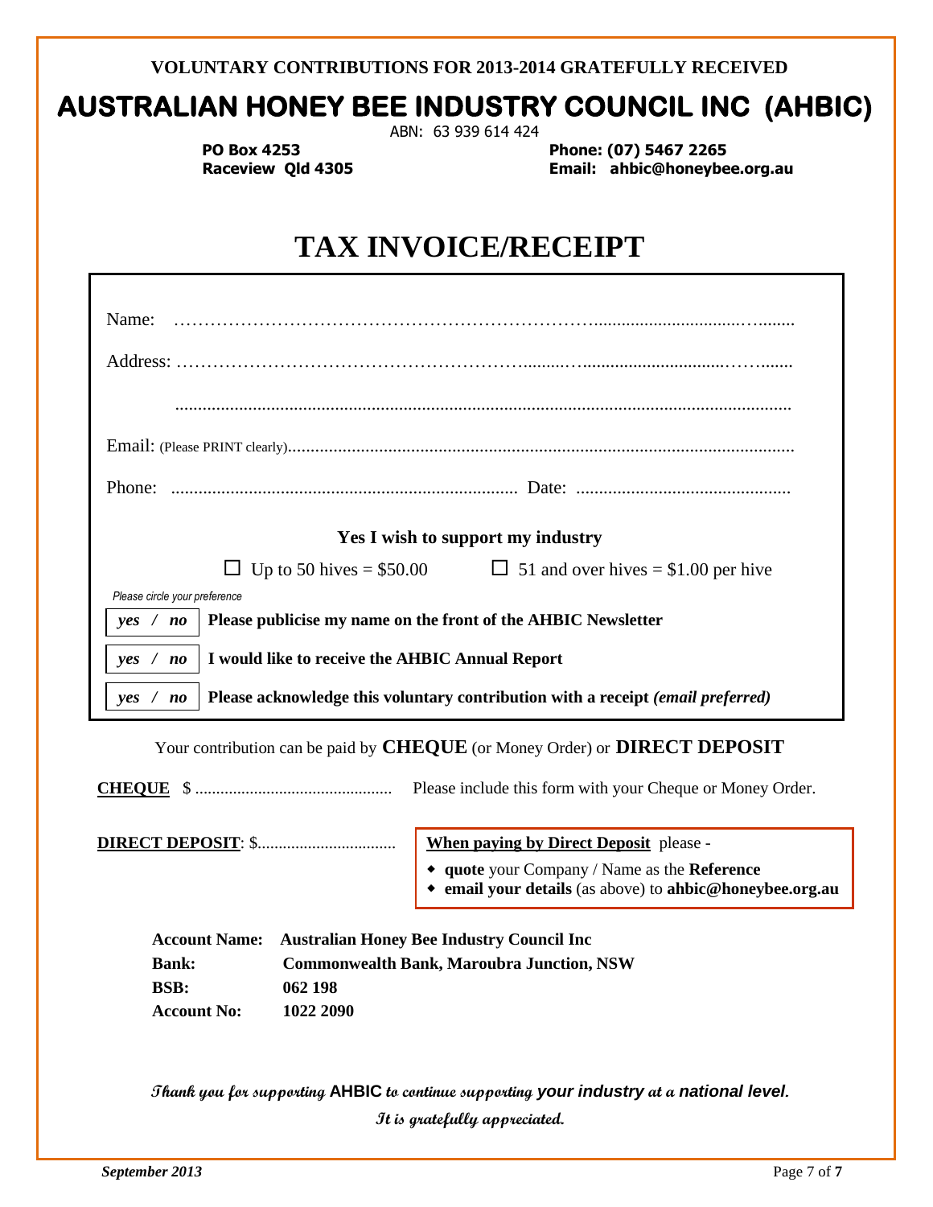**VOLUNTARY CONTRIBUTIONS FOR 2013-2014 GRATEFULLY RECEIVED**

# AUSTRALIAN HONEY BEE INDUSTRY COUNCIL INC (AHBIC)

ABN: 63 939 614 424

**PO Box 4253**
**Raceview Qld 4305**

**Phone: (07) 5467 2265**
**Email: ahbic@honeybee.org.au**

# TAX INVOICE/RECEIPT

Name: ……………………………………………………………………………………………

Address: ……………………………………………………………………………………………

……………………………………………………………………………………………

Email: (Please PRINT clearly)……………………………………………………………………………

Phone: …………………………………………… Date: ……………………………………

**Yes I wish to support my industry**

☐ Up to 50 hives = $50.00 ☐ 51 and over hives = $1.00 per hive

*Please circle your preference*

| | |
|---|---|
| *yes / no* | **Please publicise my name on the front of the AHBIC Newsletter** |
| *yes / no* | **I would like to receive the AHBIC Annual Report** |
| *yes / no* | **Please acknowledge this voluntary contribution with a receipt *(email preferred)*** |

Your contribution can be paid by **CHEQUE** (or Money Order) or **DIRECT DEPOSIT**

**CHEQUE** $ ………………………… Please include this form with your Cheque or Money Order.

**DIRECT DEPOSIT**: $…………………………

**When paying by Direct Deposit** please -
- **quote** your Company / Name as the **Reference**
- **email your details** (as above) to **ahbic@honeybee.org.au**

**Account Name:** **Australian Honey Bee Industry Council Inc**
**Bank:** **Commonwealth Bank, Maroubra Junction, NSW**
**BSB:** **062 198**
**Account No:** **1022 2090**

*Thank you for supporting* **AHBIC** *to continue supporting* ***your industry*** *at a* ***national level.***

*It is gratefully appreciated.*